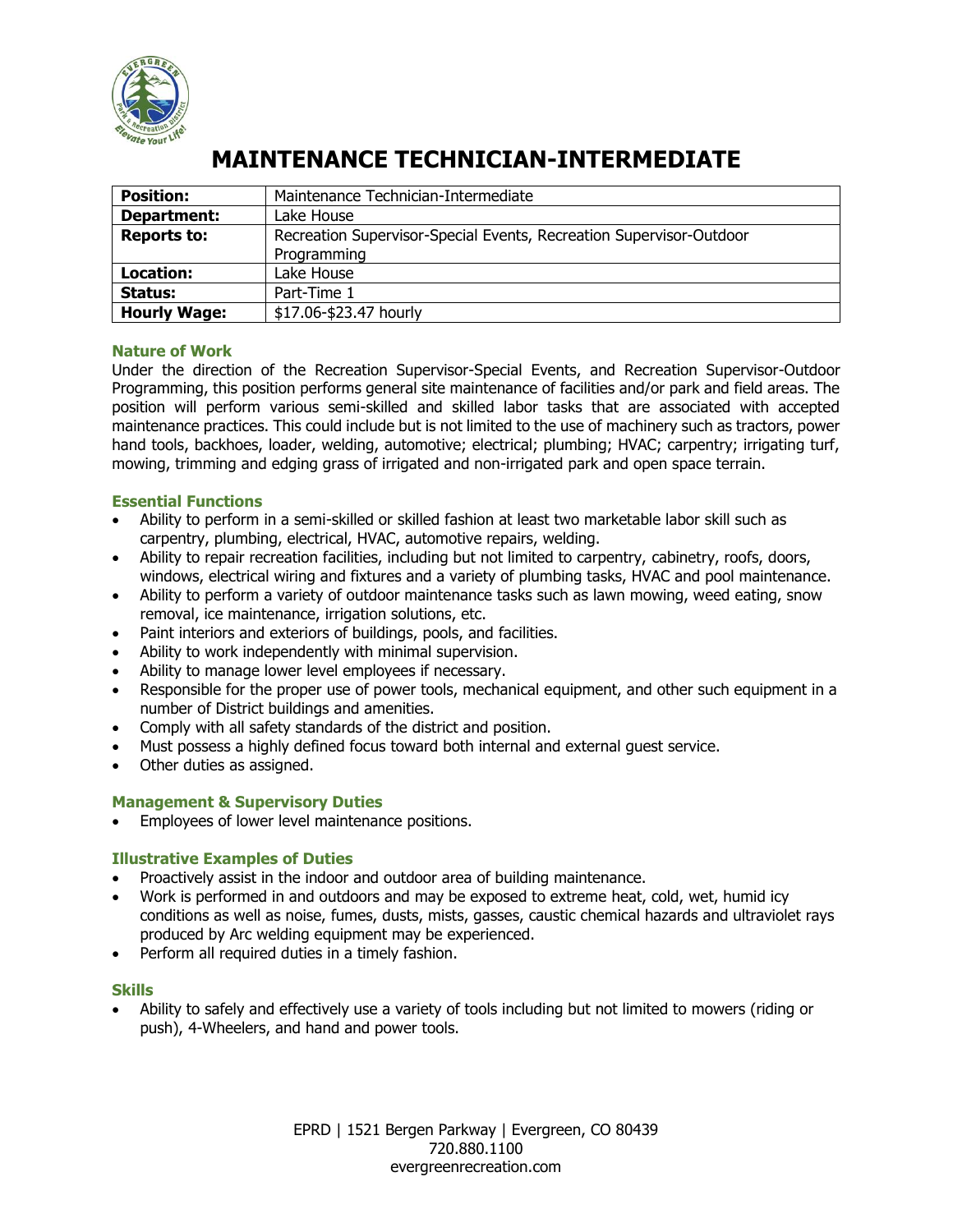# MAINTENANCE TECHNICIAN-INTERMEDIATE

| **Position:** | Maintenance Technician-Intermediate |
|---|---|
| **Department:** | Lake House |
| **Reports to:** | Recreation Supervisor-Special Events, Recreation Supervisor-Outdoor Programming |
| **Location:** | Lake House |
| **Status:** | Part-Time 1 |
| **Hourly Wage:** | $17.06-$23.47 hourly |

### Nature of Work

Under the direction of the Recreation Supervisor-Special Events, and Recreation Supervisor-Outdoor Programming, this position performs general site maintenance of facilities and/or park and field areas. The position will perform various semi-skilled and skilled labor tasks that are associated with accepted maintenance practices. This could include but is not limited to the use of machinery such as tractors, power hand tools, backhoes, loader, welding, automotive; electrical; plumbing; HVAC; carpentry; irrigating turf, mowing, trimming and edging grass of irrigated and non-irrigated park and open space terrain.

### Essential Functions

- Ability to perform in a semi-skilled or skilled fashion at least two marketable labor skill such as carpentry, plumbing, electrical, HVAC, automotive repairs, welding.
- Ability to repair recreation facilities, including but not limited to carpentry, cabinetry, roofs, doors, windows, electrical wiring and fixtures and a variety of plumbing tasks, HVAC and pool maintenance.
- Ability to perform a variety of outdoor maintenance tasks such as lawn mowing, weed eating, snow removal, ice maintenance, irrigation solutions, etc.
- Paint interiors and exteriors of buildings, pools, and facilities.
- Ability to work independently with minimal supervision.
- Ability to manage lower level employees if necessary.
- Responsible for the proper use of power tools, mechanical equipment, and other such equipment in a number of District buildings and amenities.
- Comply with all safety standards of the district and position.
- Must possess a highly defined focus toward both internal and external guest service.
- Other duties as assigned.

### Management & Supervisory Duties

- Employees of lower level maintenance positions.

### Illustrative Examples of Duties

- Proactively assist in the indoor and outdoor area of building maintenance.
- Work is performed in and outdoors and may be exposed to extreme heat, cold, wet, humid icy conditions as well as noise, fumes, dusts, mists, gasses, caustic chemical hazards and ultraviolet rays produced by Arc welding equipment may be experienced.
- Perform all required duties in a timely fashion.

### Skills

- Ability to safely and effectively use a variety of tools including but not limited to mowers (riding or push), 4-Wheelers, and hand and power tools.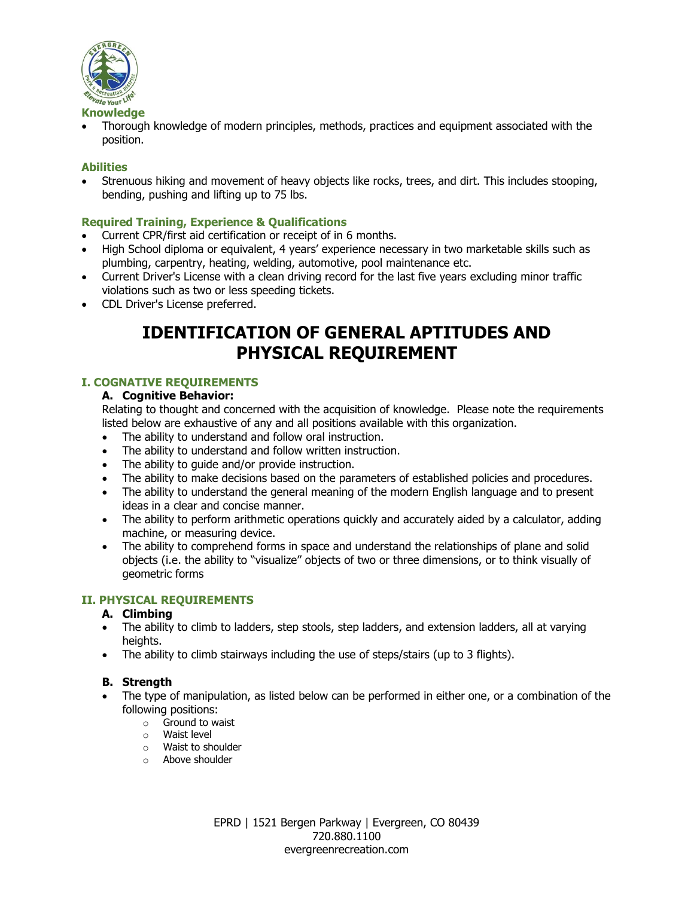### Knowledge

- Thorough knowledge of modern principles, methods, practices and equipment associated with the position.

### Abilities

- Strenuous hiking and movement of heavy objects like rocks, trees, and dirt. This includes stooping, bending, pushing and lifting up to 75 lbs.

### Required Training, Experience & Qualifications

- Current CPR/first aid certification or receipt of in 6 months.
- High School diploma or equivalent, 4 years' experience necessary in two marketable skills such as plumbing, carpentry, heating, welding, automotive, pool maintenance etc.
- Current Driver's License with a clean driving record for the last five years excluding minor traffic violations such as two or less speeding tickets.
- CDL Driver's License preferred.

# IDENTIFICATION OF GENERAL APTITUDES AND PHYSICAL REQUIREMENT

## I. COGNATIVE REQUIREMENTS

### A. Cognitive Behavior:

Relating to thought and concerned with the acquisition of knowledge. Please note the requirements listed below are exhaustive of any and all positions available with this organization.

- The ability to understand and follow oral instruction.
- The ability to understand and follow written instruction.
- The ability to guide and/or provide instruction.
- The ability to make decisions based on the parameters of established policies and procedures.
- The ability to understand the general meaning of the modern English language and to present ideas in a clear and concise manner.
- The ability to perform arithmetic operations quickly and accurately aided by a calculator, adding machine, or measuring device.
- The ability to comprehend forms in space and understand the relationships of plane and solid objects (i.e. the ability to "visualize" objects of two or three dimensions, or to think visually of geometric forms

## II. PHYSICAL REQUIREMENTS

### A. Climbing

- The ability to climb to ladders, step stools, step ladders, and extension ladders, all at varying heights.
- The ability to climb stairways including the use of steps/stairs (up to 3 flights).

### B. Strength

- The type of manipulation, as listed below can be performed in either one, or a combination of the following positions:
  - Ground to waist
  - Waist level
  - Waist to shoulder
  - Above shoulder

EPRD | 1521 Bergen Parkway | Evergreen, CO 80439
720.880.1100
evergreenrecreation.com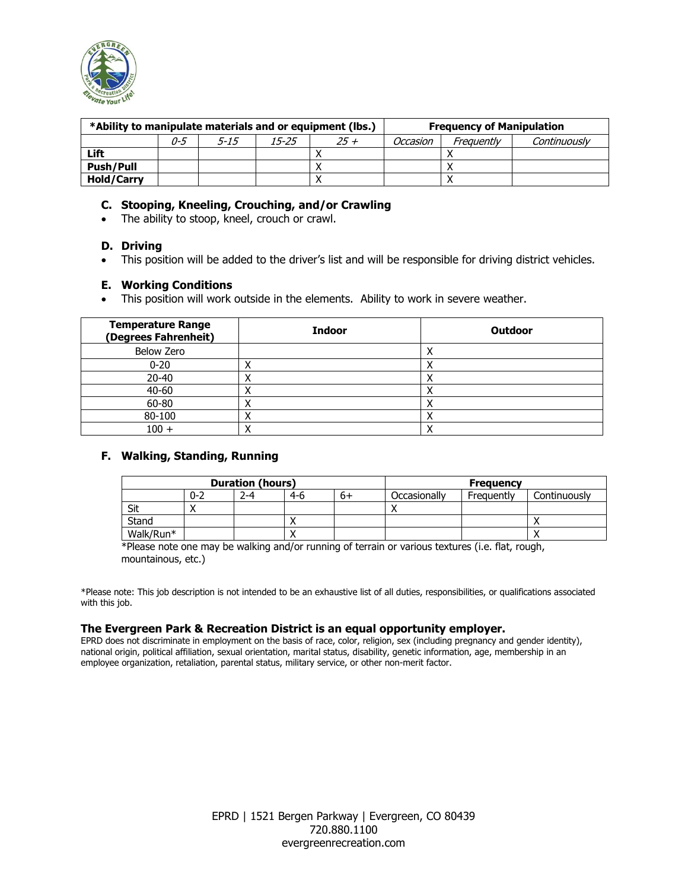| *Ability to manipulate materials and or equipment (lbs.) | | | | | Frequency of Manipulation | | |
|---|---|---|---|---|---|---|---|
| | *0-5* | *5-15* | *15-25* | *25 +* | *Occasion* | *Frequently* | *Continuously* |
| **Lift** | | | | X | | X | |
| **Push/Pull** | | | | X | | X | |
| **Hold/Carry** | | | | X | | X | |

### C. Stooping, Kneeling, Crouching, and/or Crawling

- The ability to stoop, kneel, crouch or crawl.

### D. Driving

- This position will be added to the driver's list and will be responsible for driving district vehicles.

### E. Working Conditions

- This position will work outside in the elements. Ability to work in severe weather.

| Temperature Range (Degrees Fahrenheit) | Indoor | Outdoor |
|---|---|---|
| Below Zero | | X |
| 0-20 | X | X |
| 20-40 | X | X |
| 40-60 | X | X |
| 60-80 | X | X |
| 80-100 | X | X |
| 100 + | X | X |

### F. Walking, Standing, Running

| Duration (hours) | | | | | Frequency | | |
|---|---|---|---|---|---|---|---|
| | 0-2 | 2-4 | 4-6 | 6+ | Occasionally | Frequently | Continuously |
| Sit | X | | | | X | | |
| Stand | | | X | | | | X |
| Walk/Run* | | | X | | | | X |

*Please note one may be walking and/or running of terrain or various textures (i.e. flat, rough, mountainous, etc.)

*Please note: This job description is not intended to be an exhaustive list of all duties, responsibilities, or qualifications associated with this job.

**The Evergreen Park & Recreation District is an equal opportunity employer.**

EPRD does not discriminate in employment on the basis of race, color, religion, sex (including pregnancy and gender identity), national origin, political affiliation, sexual orientation, marital status, disability, genetic information, age, membership in an employee organization, retaliation, parental status, military service, or other non-merit factor.

EPRD | 1521 Bergen Parkway | Evergreen, CO 80439
720.880.1100
evergreenrecreation.com